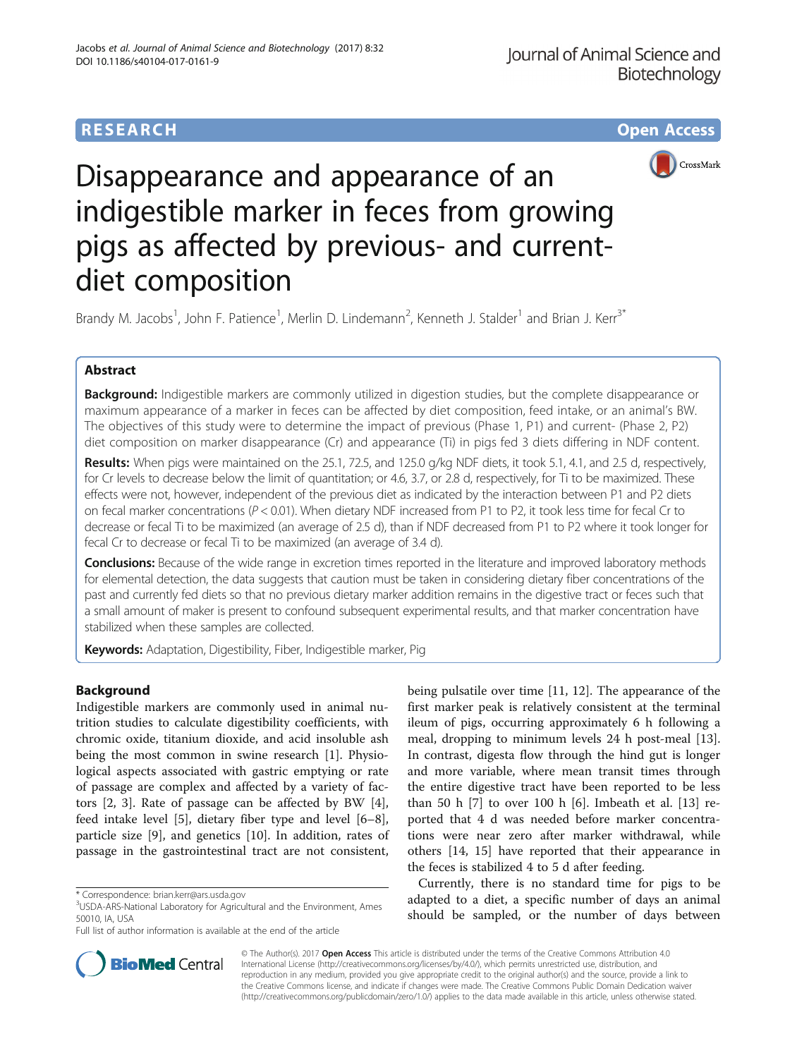**RESEARCH** **Open Access**

# Disappearance and appearance of an indigestible marker in feces from growing pigs as affected by previous- and current-diet composition

Brandy M. Jacobs[1], John F. Patience[1], Merlin D. Lindemann[2], Kenneth J. Stalder[1] and Brian J. Kerr[3*]

## Abstract

**Background:** Indigestible markers are commonly utilized in digestion studies, but the complete disappearance or maximum appearance of a marker in feces can be affected by diet composition, feed intake, or an animal's BW. The objectives of this study were to determine the impact of previous (Phase 1, P1) and current- (Phase 2, P2) diet composition on marker disappearance (Cr) and appearance (Ti) in pigs fed 3 diets differing in NDF content.

**Results:** When pigs were maintained on the 25.1, 72.5, and 125.0 g/kg NDF diets, it took 5.1, 4.1, and 2.5 d, respectively, for Cr levels to decrease below the limit of quantitation; or 4.6, 3.7, or 2.8 d, respectively, for Ti to be maximized. These effects were not, however, independent of the previous diet as indicated by the interaction between P1 and P2 diets on fecal marker concentrations ($P < 0.01$). When dietary NDF increased from P1 to P2, it took less time for fecal Cr to decrease or fecal Ti to be maximized (an average of 2.5 d), than if NDF decreased from P1 to P2 where it took longer for fecal Cr to decrease or fecal Ti to be maximized (an average of 3.4 d).

**Conclusions:** Because of the wide range in excretion times reported in the literature and improved laboratory methods for elemental detection, the data suggests that caution must be taken in considering dietary fiber concentrations of the past and currently fed diets so that no previous dietary marker addition remains in the digestive tract or feces such that a small amount of maker is present to confound subsequent experimental results, and that marker concentration have stabilized when these samples are collected.

**Keywords:** Adaptation, Digestibility, Fiber, Indigestible marker, Pig

## Background

Indigestible markers are commonly used in animal nutrition studies to calculate digestibility coefficients, with chromic oxide, titanium dioxide, and acid insoluble ash being the most common in swine research [1]. Physiological aspects associated with gastric emptying or rate of passage are complex and affected by a variety of factors [2, 3]. Rate of passage can be affected by BW [4], feed intake level [5], dietary fiber type and level [6–8], particle size [9], and genetics [10]. In addition, rates of passage in the gastrointestinal tract are not consistent, being pulsatile over time [11, 12]. The appearance of the first marker peak is relatively consistent at the terminal ileum of pigs, occurring approximately 6 h following a meal, dropping to minimum levels 24 h post-meal [13]. In contrast, digesta flow through the hind gut is longer and more variable, where mean transit times through the entire digestive tract have been reported to be less than 50 h [7] to over 100 h [6]. Imbeath et al. [13] reported that 4 d was needed before marker concentrations were near zero after marker withdrawal, while others [14, 15] have reported that their appearance in the feces is stabilized 4 to 5 d after feeding.

Currently, there is no standard time for pigs to be adapted to a diet, a specific number of days an animal should be sampled, or the number of days between

---

* Correspondence: brian.kerr@ars.usda.gov
[3]USDA-ARS-National Laboratory for Agricultural and the Environment, Ames 50010, IA, USA
Full list of author information is available at the end of the article

© The Author(s). 2017 **Open Access** This article is distributed under the terms of the Creative Commons Attribution 4.0 International License (http://creativecommons.org/licenses/by/4.0/), which permits unrestricted use, distribution, and reproduction in any medium, provided you give appropriate credit to the original author(s) and the source, provide a link to the Creative Commons license, and indicate if changes were made. The Creative Commons Public Domain Dedication waiver (http://creativecommons.org/publicdomain/zero/1.0/) applies to the data made available in this article, unless otherwise stated.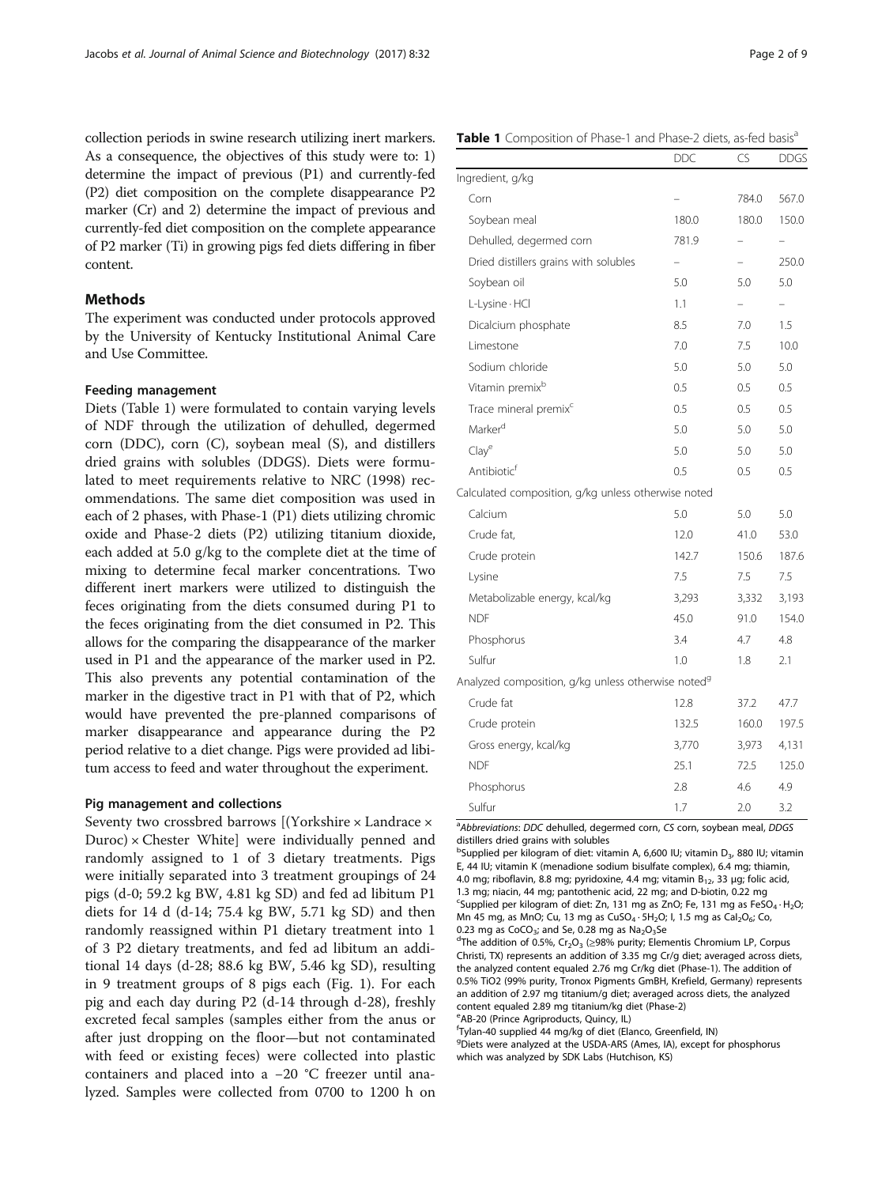collection periods in swine research utilizing inert markers. As a consequence, the objectives of this study were to: 1) determine the impact of previous (P1) and currently-fed (P2) diet composition on the complete disappearance P2 marker (Cr) and 2) determine the impact of previous and currently-fed diet composition on the complete appearance of P2 marker (Ti) in growing pigs fed diets differing in fiber content.

## Methods

The experiment was conducted under protocols approved by the University of Kentucky Institutional Animal Care and Use Committee.

### Feeding management

Diets (Table 1) were formulated to contain varying levels of NDF through the utilization of dehulled, degermed corn (DDC), corn (C), soybean meal (S), and distillers dried grains with solubles (DDGS). Diets were formulated to meet requirements relative to NRC (1998) recommendations. The same diet composition was used in each of 2 phases, with Phase-1 (P1) diets utilizing chromic oxide and Phase-2 diets (P2) utilizing titanium dioxide, each added at 5.0 g/kg to the complete diet at the time of mixing to determine fecal marker concentrations. Two different inert markers were utilized to distinguish the feces originating from the diets consumed during P1 to the feces originating from the diet consumed in P2. This allows for the comparing the disappearance of the marker used in P1 and the appearance of the marker used in P2. This also prevents any potential contamination of the marker in the digestive tract in P1 with that of P2, which would have prevented the pre-planned comparisons of marker disappearance and appearance during the P2 period relative to a diet change. Pigs were provided ad libitum access to feed and water throughout the experiment.

### Pig management and collections

Seventy two crossbred barrows [(Yorkshire × Landrace × Duroc) × Chester White] were individually penned and randomly assigned to 1 of 3 dietary treatments. Pigs were initially separated into 3 treatment groupings of 24 pigs (d-0; 59.2 kg BW, 4.81 kg SD) and fed ad libitum P1 diets for 14 d (d-14; 75.4 kg BW, 5.71 kg SD) and then randomly reassigned within P1 dietary treatment into 1 of 3 P2 dietary treatments, and fed ad libitum an additional 14 days (d-28; 88.6 kg BW, 5.46 kg SD), resulting in 9 treatment groups of 8 pigs each (Fig. 1). For each pig and each day during P2 (d-14 through d-28), freshly excreted fecal samples (samples either from the anus or after just dropping on the floor—but not contaminated with feed or existing feces) were collected into plastic containers and placed into a −20 °C freezer until analyzed. Samples were collected from 0700 to 1200 h on

**Table 1** Composition of Phase-1 and Phase-2 diets, as-fed basis[a]

| | DDC | CS | DDGS |
|---|---|---|---|
| Ingredient, g/kg | | | |
| Corn | – | 784.0 | 567.0 |
| Soybean meal | 180.0 | 180.0 | 150.0 |
| Dehulled, degermed corn | 781.9 | – | – |
| Dried distillers grains with solubles | – | – | 250.0 |
| Soybean oil | 5.0 | 5.0 | 5.0 |
| L-Lysine · HCl | 1.1 | – | – |
| Dicalcium phosphate | 8.5 | 7.0 | 1.5 |
| Limestone | 7.0 | 7.5 | 10.0 |
| Sodium chloride | 5.0 | 5.0 | 5.0 |
| Vitamin premix[b] | 0.5 | 0.5 | 0.5 |
| Trace mineral premix[c] | 0.5 | 0.5 | 0.5 |
| Marker[d] | 5.0 | 5.0 | 5.0 |
| Clay[e] | 5.0 | 5.0 | 5.0 |
| Antibiotic[f] | 0.5 | 0.5 | 0.5 |
| Calculated composition, g/kg unless otherwise noted | | | |
| Calcium | 5.0 | 5.0 | 5.0 |
| Crude fat, | 12.0 | 41.0 | 53.0 |
| Crude protein | 142.7 | 150.6 | 187.6 |
| Lysine | 7.5 | 7.5 | 7.5 |
| Metabolizable energy, kcal/kg | 3,293 | 3,332 | 3,193 |
| NDF | 45.0 | 91.0 | 154.0 |
| Phosphorus | 3.4 | 4.7 | 4.8 |
| Sulfur | 1.0 | 1.8 | 2.1 |
| Analyzed composition, g/kg unless otherwise noted[g] | | | |
| Crude fat | 12.8 | 37.2 | 47.7 |
| Crude protein | 132.5 | 160.0 | 197.5 |
| Gross energy, kcal/kg | 3,770 | 3,973 | 4,131 |
| NDF | 25.1 | 72.5 | 125.0 |
| Phosphorus | 2.8 | 4.6 | 4.9 |
| Sulfur | 1.7 | 2.0 | 3.2 |

[a]Abbreviations: DDC dehulled, degermed corn, CS corn, soybean meal, DDGS distillers dried grains with solubles

[b]Supplied per kilogram of diet: vitamin A, 6,600 IU; vitamin $D_3$, 880 IU; vitamin E, 44 IU; vitamin K (menadione sodium bisulfate complex), 6.4 mg; thiamin, 4.0 mg; riboflavin, 8.8 mg; pyridoxine, 4.4 mg; vitamin $B_{12}$, 33 μg; folic acid, 1.3 mg; niacin, 44 mg; pantothenic acid, 22 mg; and D-biotin, 0.22 mg

[c]Supplied per kilogram of diet: Zn, 131 mg as ZnO; Fe, 131 mg as $FeSO_4 \cdot H_2O$; Mn 45 mg, as MnO; Cu, 13 mg as $CuSO_4 \cdot 5H_2O$; I, 1.5 mg as $CaI_2O_6$; Co, 0.23 mg as $CoCO_3$; and Se, 0.28 mg as $Na_2O_3Se$

[d]The addition of 0.5%, $Cr_2O_3$ (≥98% purity; Elementis Chromium LP, Corpus Christi, TX) represents an addition of 3.35 mg Cr/g diet; averaged across diets, the analyzed content equaled 2.76 mg Cr/kg diet (Phase-1). The addition of 0.5% $TiO_2$ (99% purity, Tronox Pigments GmbH, Krefield, Germany) represents an addition of 2.97 mg titanium/g diet; averaged across diets, the analyzed content equaled 2.89 mg titanium/kg diet (Phase-2)

[e]AB-20 (Prince Agriproducts, Quincy, IL)

[f]Tylan-40 supplied 44 mg/kg of diet (Elanco, Greenfield, IN)

[g]Diets were analyzed at the USDA-ARS (Ames, IA), except for phosphorus which was analyzed by SDK Labs (Hutchison, KS)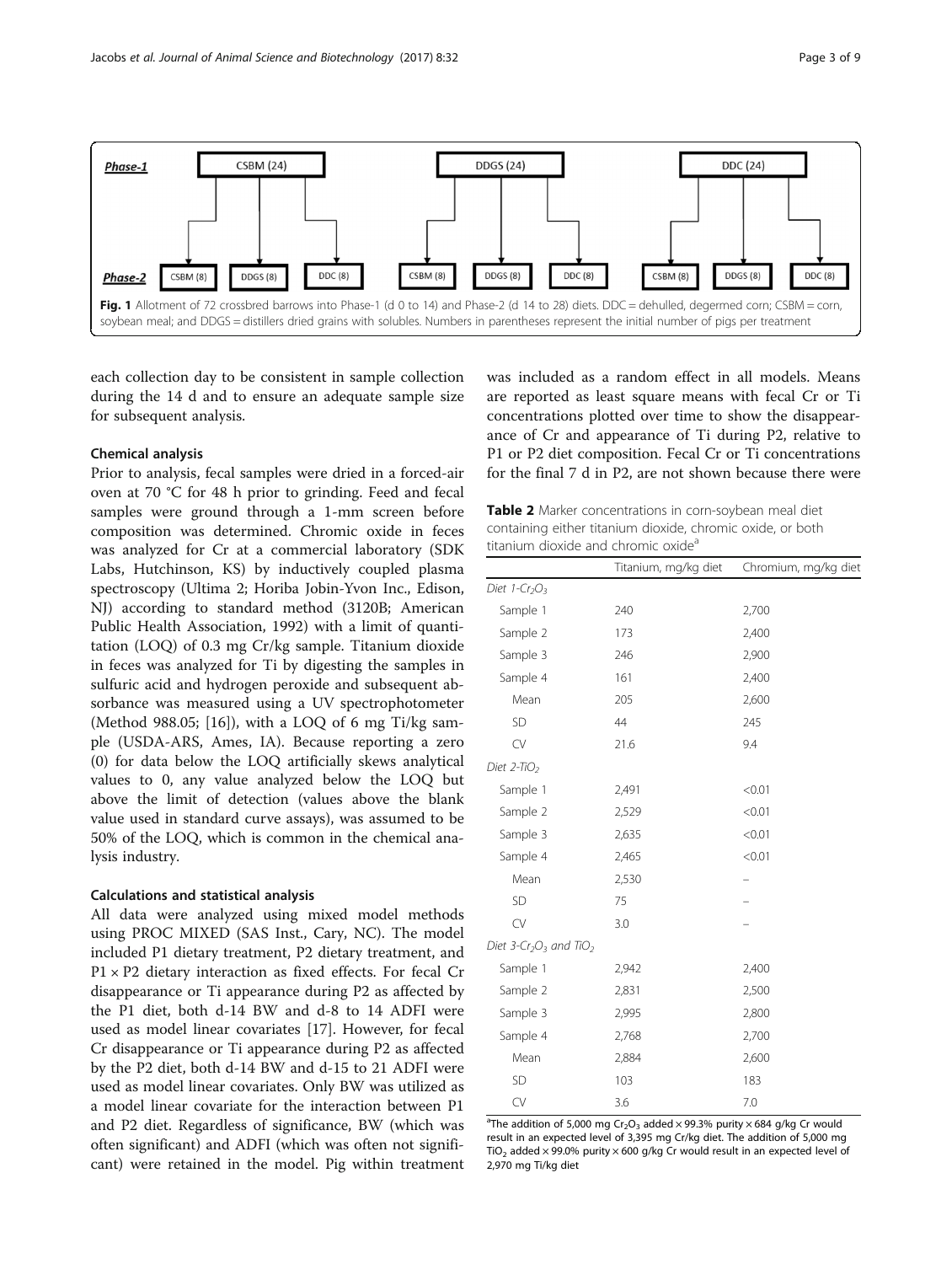| Phase-1 | CSBM (24) | | | DDGS (24) | | | DDC (24) | | |
|---|---|---|---|---|---|---|---|---|---|
| Phase-2 | CSBM (8) | DDGS (8) | DDC (8) | CSBM (8) | DDGS (8) | DDC (8) | CSBM (8) | DDGS (8) | DDC (8) |

**Fig. 1** Allotment of 72 crossbred barrows into Phase-1 (d 0 to 14) and Phase-2 (d 14 to 28) diets. DDC = dehulled, degermed corn; CSBM = corn, soybean meal; and DDGS = distillers dried grains with solubles. Numbers in parentheses represent the initial number of pigs per treatment

each collection day to be consistent in sample collection during the 14 d and to ensure an adequate sample size for subsequent analysis.

### Chemical analysis

Prior to analysis, fecal samples were dried in a forced-air oven at 70 °C for 48 h prior to grinding. Feed and fecal samples were ground through a 1-mm screen before composition was determined. Chromic oxide in feces was analyzed for Cr at a commercial laboratory (SDK Labs, Hutchinson, KS) by inductively coupled plasma spectroscopy (Ultima 2; Horiba Jobin-Yvon Inc., Edison, NJ) according to standard method (3120B; American Public Health Association, 1992) with a limit of quantitation (LOQ) of 0.3 mg Cr/kg sample. Titanium dioxide in feces was analyzed for Ti by digesting the samples in sulfuric acid and hydrogen peroxide and subsequent absorbance was measured using a UV spectrophotometer (Method 988.05; [16]), with a LOQ of 6 mg Ti/kg sample (USDA-ARS, Ames, IA). Because reporting a zero (0) for data below the LOQ artificially skews analytical values to 0, any value analyzed below the LOQ but above the limit of detection (values above the blank value used in standard curve assays), was assumed to be 50% of the LOQ, which is common in the chemical analysis industry.

### Calculations and statistical analysis

All data were analyzed using mixed model methods using PROC MIXED (SAS Inst., Cary, NC). The model included P1 dietary treatment, P2 dietary treatment, and P1 × P2 dietary interaction as fixed effects. For fecal Cr disappearance or Ti appearance during P2 as affected by the P1 diet, both d-14 BW and d-8 to 14 ADFI were used as model linear covariates [17]. However, for fecal Cr disappearance or Ti appearance during P2 as affected by the P2 diet, both d-14 BW and d-15 to 21 ADFI were used as model linear covariates. Only BW was utilized as a model linear covariate for the interaction between P1 and P2 diet. Regardless of significance, BW (which was often significant) and ADFI (which was often not significant) were retained in the model. Pig within treatment was included as a random effect in all models. Means are reported as least square means with fecal Cr or Ti concentrations plotted over time to show the disappearance of Cr and appearance of Ti during P2, relative to P1 or P2 diet composition. Fecal Cr or Ti concentrations for the final 7 d in P2, are not shown because there were

**Table 2** Marker concentrations in corn-soybean meal diet containing either titanium dioxide, chromic oxide, or both titanium dioxide and chromic oxide[a]

| | Titanium, mg/kg diet | Chromium, mg/kg diet |
|---|---|---|
| *Diet 1-$Cr_2O_3$* | | |
| Sample 1 | 240 | 2,700 |
| Sample 2 | 173 | 2,400 |
| Sample 3 | 246 | 2,900 |
| Sample 4 | 161 | 2,400 |
| Mean | 205 | 2,600 |
| SD | 44 | 245 |
| CV | 21.6 | 9.4 |
| *Diet 2-$TiO_2$* | | |
| Sample 1 | 2,491 | <0.01 |
| Sample 2 | 2,529 | <0.01 |
| Sample 3 | 2,635 | <0.01 |
| Sample 4 | 2,465 | <0.01 |
| Mean | 2,530 | – |
| SD | 75 | – |
| CV | 3.0 | – |
| *Diet 3-$Cr_2O_3$ and $TiO_2$* | | |
| Sample 1 | 2,942 | 2,400 |
| Sample 2 | 2,831 | 2,500 |
| Sample 3 | 2,995 | 2,800 |
| Sample 4 | 2,768 | 2,700 |
| Mean | 2,884 | 2,600 |
| SD | 103 | 183 |
| CV | 3.6 | 7.0 |

[a]The addition of 5,000 mg $Cr_2O_3$ added × 99.3% purity × 684 g/kg Cr would result in an expected level of 3,395 mg Cr/kg diet. The addition of 5,000 mg $TiO_2$ added × 99.0% purity × 600 g/kg Cr would result in an expected level of 2,970 mg Ti/kg diet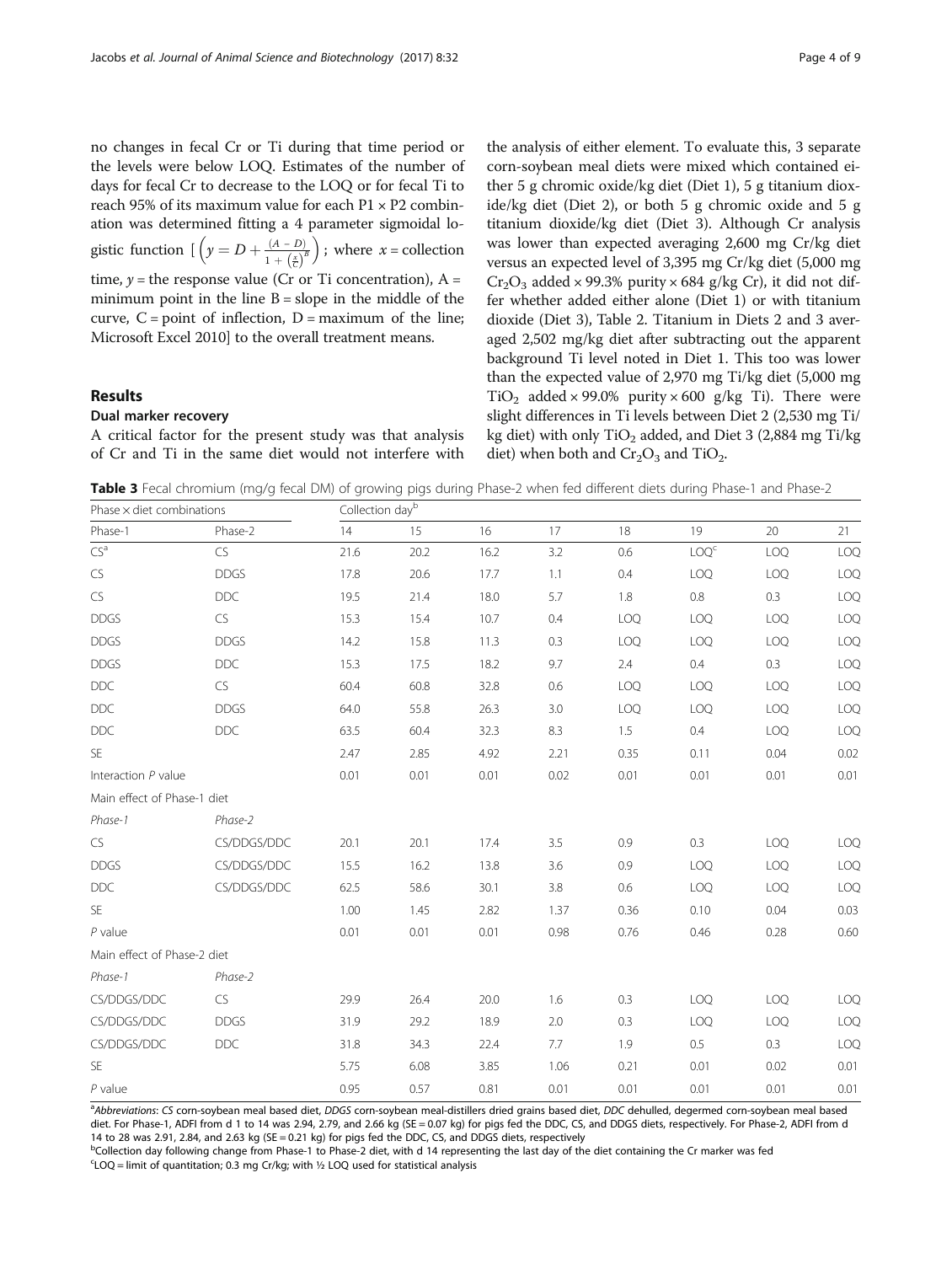no changes in fecal Cr or Ti during that time period or the levels were below LOQ. Estimates of the number of days for fecal Cr to decrease to the LOQ or for fecal Ti to reach 95% of its maximum value for each P1 × P2 combination was determined fitting a 4 parameter sigmoidal logistic function [ $\left(y = D + \frac{(A - D)}{1 + \left(\frac{x}{C}\right)^B}\right)$ ; where $x$ = collection time, $y$ = the response value (Cr or Ti concentration), A = minimum point in the line B = slope in the middle of the curve, C = point of inflection, D = maximum of the line; Microsoft Excel 2010] to the overall treatment means.

## Results

### Dual marker recovery

A critical factor for the present study was that analysis of Cr and Ti in the same diet would not interfere with the analysis of either element. To evaluate this, 3 separate corn-soybean meal diets were mixed which contained either 5 g chromic oxide/kg diet (Diet 1), 5 g titanium dioxide/kg diet (Diet 2), or both 5 g chromic oxide and 5 g titanium dioxide/kg diet (Diet 3). Although Cr analysis was lower than expected averaging 2,600 mg Cr/kg diet versus an expected level of 3,395 mg Cr/kg diet (5,000 mg $Cr_2O_3$ added × 99.3% purity × 684 g/kg Cr), it did not differ whether added either alone (Diet 1) or with titanium dioxide (Diet 3), Table 2. Titanium in Diets 2 and 3 averaged 2,502 mg/kg diet after subtracting out the apparent background Ti level noted in Diet 1. This too was lower than the expected value of 2,970 mg Ti/kg diet (5,000 mg $TiO_2$ added × 99.0% purity × 600 g/kg Ti). There were slight differences in Ti levels between Diet 2 (2,530 mg Ti/kg diet) with only $TiO_2$ added, and Diet 3 (2,884 mg Ti/kg diet) when both and $Cr_2O_3$ and $TiO_2$.

**Table 3** Fecal chromium (mg/g fecal DM) of growing pigs during Phase-2 when fed different diets during Phase-1 and Phase-2

| Phase × diet combinations | | Collection day[b] | | | | | | | |
|---|---|---|---|---|---|---|---|---|---|
| Phase-1 | Phase-2 | 14 | 15 | 16 | 17 | 18 | 19 | 20 | 21 |
| CS[a] | CS | 21.6 | 20.2 | 16.2 | 3.2 | 0.6 | LOQ[c] | LOQ | LOQ |
| CS | DDGS | 17.8 | 20.6 | 17.7 | 1.1 | 0.4 | LOQ | LOQ | LOQ |
| CS | DDC | 19.5 | 21.4 | 18.0 | 5.7 | 1.8 | 0.8 | 0.3 | LOQ |
| DDGS | CS | 15.3 | 15.4 | 10.7 | 0.4 | LOQ | LOQ | LOQ | LOQ |
| DDGS | DDGS | 14.2 | 15.8 | 11.3 | 0.3 | LOQ | LOQ | LOQ | LOQ |
| DDGS | DDC | 15.3 | 17.5 | 18.2 | 9.7 | 2.4 | 0.4 | 0.3 | LOQ |
| DDC | CS | 60.4 | 60.8 | 32.8 | 0.6 | LOQ | LOQ | LOQ | LOQ |
| DDC | DDGS | 64.0 | 55.8 | 26.3 | 3.0 | LOQ | LOQ | LOQ | LOQ |
| DDC | DDC | 63.5 | 60.4 | 32.3 | 8.3 | 1.5 | 0.4 | LOQ | LOQ |
| SE | | 2.47 | 2.85 | 4.92 | 2.21 | 0.35 | 0.11 | 0.04 | 0.02 |
| Interaction *P* value | | 0.01 | 0.01 | 0.01 | 0.02 | 0.01 | 0.01 | 0.01 | 0.01 |
| Main effect of Phase-1 diet | | | | | | | | | |
| *Phase-1* | *Phase-2* | | | | | | | | |
| CS | CS/DDGS/DDC | 20.1 | 20.1 | 17.4 | 3.5 | 0.9 | 0.3 | LOQ | LOQ |
| DDGS | CS/DDGS/DDC | 15.5 | 16.2 | 13.8 | 3.6 | 0.9 | LOQ | LOQ | LOQ |
| DDC | CS/DDGS/DDC | 62.5 | 58.6 | 30.1 | 3.8 | 0.6 | LOQ | LOQ | LOQ |
| SE | | 1.00 | 1.45 | 2.82 | 1.37 | 0.36 | 0.10 | 0.04 | 0.03 |
| *P* value | | 0.01 | 0.01 | 0.01 | 0.98 | 0.76 | 0.46 | 0.28 | 0.60 |
| Main effect of Phase-2 diet | | | | | | | | | |
| *Phase-1* | *Phase-2* | | | | | | | | |
| CS/DDGS/DDC | CS | 29.9 | 26.4 | 20.0 | 1.6 | 0.3 | LOQ | LOQ | LOQ |
| CS/DDGS/DDC | DDGS | 31.9 | 29.2 | 18.9 | 2.0 | 0.3 | LOQ | LOQ | LOQ |
| CS/DDGS/DDC | DDC | 31.8 | 34.3 | 22.4 | 7.7 | 1.9 | 0.5 | 0.3 | LOQ |
| SE | | 5.75 | 6.08 | 3.85 | 1.06 | 0.21 | 0.01 | 0.02 | 0.01 |
| *P* value | | 0.95 | 0.57 | 0.81 | 0.01 | 0.01 | 0.01 | 0.01 | 0.01 |

[a]*Abbreviations*: *CS* corn-soybean meal based diet, *DDGS* corn-soybean meal-distillers dried grains based diet, *DDC* dehulled, degermed corn-soybean meal based diet. For Phase-1, ADFI from d 1 to 14 was 2.94, 2.79, and 2.66 kg (SE = 0.07 kg) for pigs fed the DDC, CS, and DDGS diets, respectively. For Phase-2, ADFI from d 14 to 28 was 2.91, 2.84, and 2.63 kg (SE = 0.21 kg) for pigs fed the DDC, CS, and DDGS diets, respectively

[b]Collection day following change from Phase-1 to Phase-2 diet, with d 14 representing the last day of the diet containing the Cr marker was fed

[c]LOQ = limit of quantitation; 0.3 mg Cr/kg; with ½ LOQ used for statistical analysis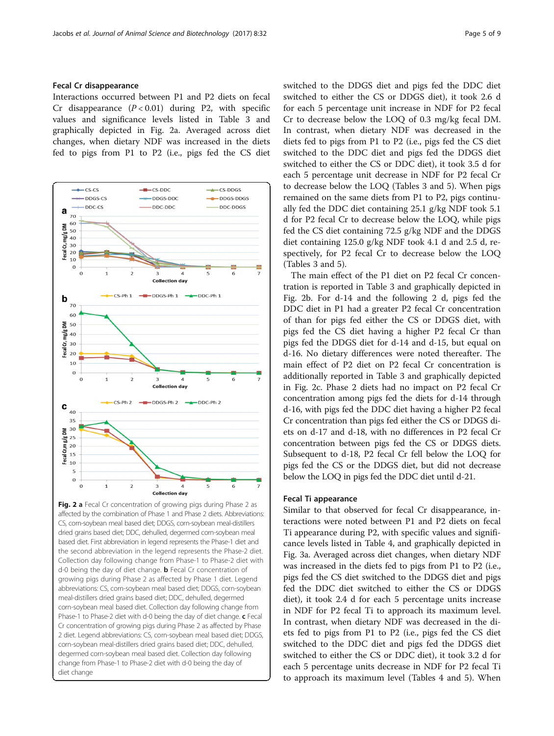### Fecal Cr disappearance

Interactions occurred between P1 and P2 diets on fecal Cr disappearance ($P < 0.01$) during P2, with specific values and significance levels listed in Table 3 and graphically depicted in Fig. 2a. Averaged across diet changes, when dietary NDF was increased in the diets fed to pigs from P1 to P2 (i.e., pigs fed the CS diet switched to the DDGS diet and pigs fed the DDC diet switched to either the CS or DDGS diet), it took 2.6 d for each 5 percentage unit increase in NDF for P2 fecal Cr to decrease below the LOQ of 0.3 mg/kg fecal DM. In contrast, when dietary NDF was decreased in the diets fed to pigs from P1 to P2 (i.e., pigs fed the CS diet switched to the DDC diet and pigs fed the DDGS diet switched to either the CS or DDC diet), it took 3.5 d for each 5 percentage unit decrease in NDF for P2 fecal Cr to decrease below the LOQ (Tables 3 and 5). When pigs remained on the same diets from P1 to P2, pigs continually fed the DDC diet containing 25.1 g/kg NDF took 5.1 d for P2 fecal Cr to decrease below the LOQ, while pigs fed the CS diet containing 72.5 g/kg NDF and the DDGS diet containing 125.0 g/kg NDF took 4.1 d and 2.5 d, respectively, for P2 fecal Cr to decrease below the LOQ (Tables 3 and 5).

**Fig. 2** **a** Fecal Cr concentration of growing pigs during Phase 2 as affected by the combination of Phase 1 and Phase 2 diets. Abbreviations: CS, corn-soybean meal based diet; DDGS, corn-soybean meal-distillers dried grains based diet; DDC, dehulled, degermed corn-soybean meal based diet. First abbreviation in legend represents the Phase-1 diet and the second abbreviation in the legend represents the Phase-2 diet. Collection day following change from Phase-1 to Phase-2 diet with d-0 being the day of diet change. **b** Fecal Cr concentration of growing pigs during Phase 2 as affected by Phase 1 diet. Legend abbreviations: CS, corn-soybean meal based diet; DDGS, corn-soybean meal-distillers dried grains based diet; DDC, dehulled, degermed corn-soybean meal based diet. Collection day following change from Phase-1 to Phase-2 diet with d-0 being the day of diet change. **c** Fecal Cr concentration of growing pigs during Phase 2 as affected by Phase 2 diet. Legend abbreviations: CS, corn-soybean meal based diet; DDGS, corn-soybean meal-distillers dried grains based diet; DDC, dehulled, degermed corn-soybean meal based diet. Collection day following change from Phase-1 to Phase-2 diet with d-0 being the day of diet change

The main effect of the P1 diet on P2 fecal Cr concentration is reported in Table 3 and graphically depicted in Fig. 2b. For d-14 and the following 2 d, pigs fed the DDC diet in P1 had a greater P2 fecal Cr concentration than for pigs fed either the CS or DDGS diet, with pigs fed the CS diet having a higher P2 fecal Cr than pigs fed the DDGS diet for d-14 and d-15, but equal on d-16. No dietary differences were noted thereafter. The main effect of P2 diet on P2 fecal Cr concentration is additionally reported in Table 3 and graphically depicted in Fig. 2c. Phase 2 diets had no impact on P2 fecal Cr concentration among pigs fed the diets for d-14 through d-16, with pigs fed the DDC diet having a higher P2 fecal Cr concentration than pigs fed either the CS or DDGS diets on d-17 and d-18, with no differences in P2 fecal Cr concentration between pigs fed the CS or DDGS diets. Subsequent to d-18, P2 fecal Cr fell below the LOQ for pigs fed the CS or the DDGS diet, but did not decrease below the LOQ in pigs fed the DDC diet until d-21.

### Fecal Ti appearance

Similar to that observed for fecal Cr disappearance, interactions were noted between P1 and P2 diets on fecal Ti appearance during P2, with specific values and significance levels listed in Table 4, and graphically depicted in Fig. 3a. Averaged across diet changes, when dietary NDF was increased in the diets fed to pigs from P1 to P2 (i.e., pigs fed the CS diet switched to the DDGS diet and pigs fed the DDC diet switched to either the CS or DDGS diet), it took 2.4 d for each 5 percentage units increase in NDF for P2 fecal Ti to approach its maximum level. In contrast, when dietary NDF was decreased in the diets fed to pigs from P1 to P2 (i.e., pigs fed the CS diet switched to the DDC diet and pigs fed the DDGS diet switched to either the CS or DDC diet), it took 3.2 d for each 5 percentage units decrease in NDF for P2 fecal Ti to approach its maximum level (Tables 4 and 5). When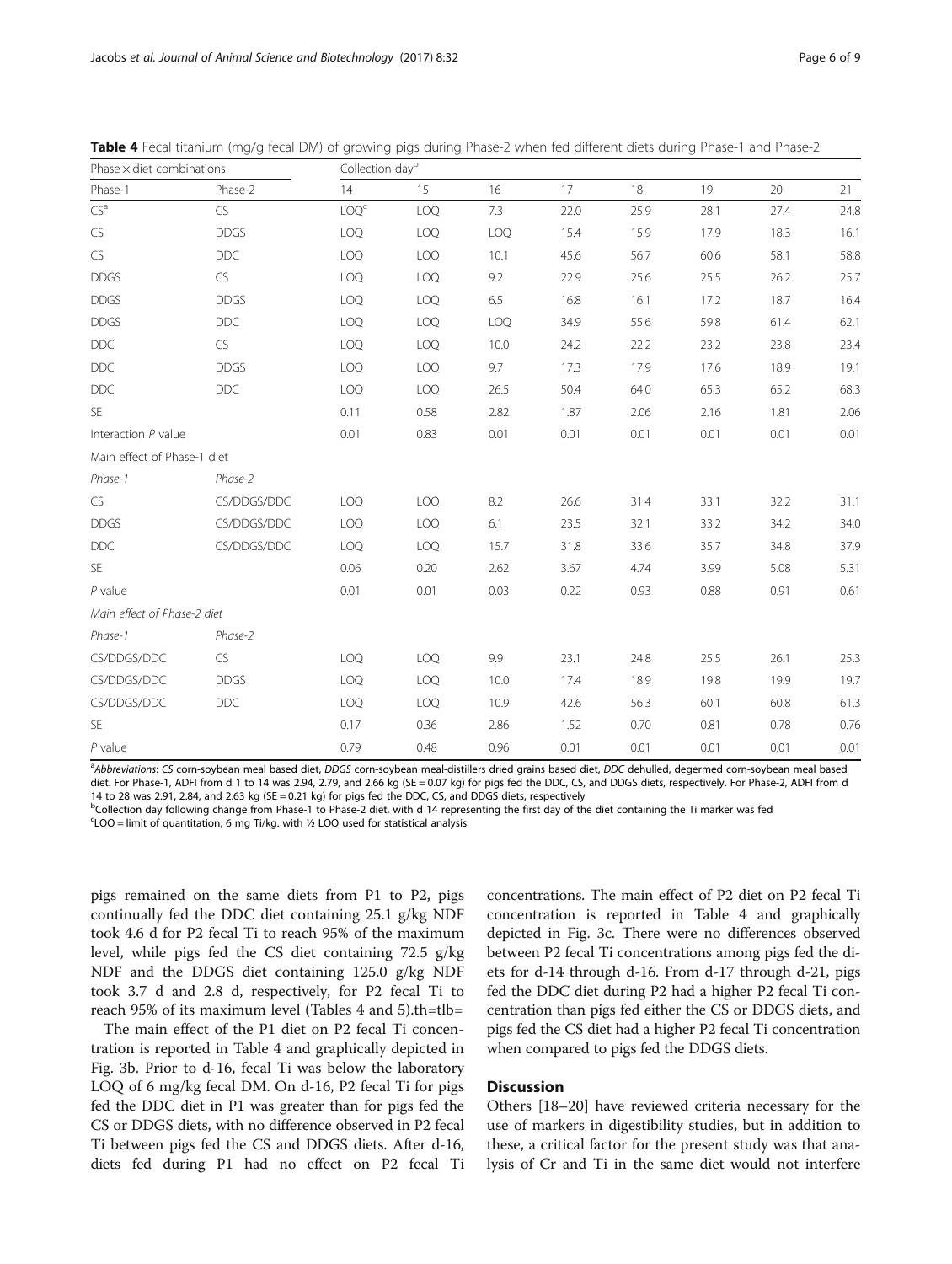**Table 4** Fecal titanium (mg/g fecal DM) of growing pigs during Phase-2 when fed different diets during Phase-1 and Phase-2

| Phase × diet combinations | | Collection day[b] | | | | | | | |
|---|---|---|---|---|---|---|---|---|---|
| Phase-1 | Phase-2 | 14 | 15 | 16 | 17 | 18 | 19 | 20 | 21 |
| CS[a] | CS | LOQ[c] | LOQ | 7.3 | 22.0 | 25.9 | 28.1 | 27.4 | 24.8 |
| CS | DDGS | LOQ | LOQ | LOQ | 15.4 | 15.9 | 17.9 | 18.3 | 16.1 |
| CS | DDC | LOQ | LOQ | 10.1 | 45.6 | 56.7 | 60.6 | 58.1 | 58.8 |
| DDGS | CS | LOQ | LOQ | 9.2 | 22.9 | 25.6 | 25.5 | 26.2 | 25.7 |
| DDGS | DDGS | LOQ | LOQ | 6.5 | 16.8 | 16.1 | 17.2 | 18.7 | 16.4 |
| DDGS | DDC | LOQ | LOQ | LOQ | 34.9 | 55.6 | 59.8 | 61.4 | 62.1 |
| DDC | CS | LOQ | LOQ | 10.0 | 24.2 | 22.2 | 23.2 | 23.8 | 23.4 |
| DDC | DDGS | LOQ | LOQ | 9.7 | 17.3 | 17.9 | 17.6 | 18.9 | 19.1 |
| DDC | DDC | LOQ | LOQ | 26.5 | 50.4 | 64.0 | 65.3 | 65.2 | 68.3 |
| SE | | 0.11 | 0.58 | 2.82 | 1.87 | 2.06 | 2.16 | 1.81 | 2.06 |
| Interaction *P* value | | 0.01 | 0.83 | 0.01 | 0.01 | 0.01 | 0.01 | 0.01 | 0.01 |
| Main effect of Phase-1 diet | | | | | | | | | |
| *Phase-1* | *Phase-2* | | | | | | | | |
| CS | CS/DDGS/DDC | LOQ | LOQ | 8.2 | 26.6 | 31.4 | 33.1 | 32.2 | 31.1 |
| DDGS | CS/DDGS/DDC | LOQ | LOQ | 6.1 | 23.5 | 32.1 | 33.2 | 34.2 | 34.0 |
| DDC | CS/DDGS/DDC | LOQ | LOQ | 15.7 | 31.8 | 33.6 | 35.7 | 34.8 | 37.9 |
| SE | | 0.06 | 0.20 | 2.62 | 3.67 | 4.74 | 3.99 | 5.08 | 5.31 |
| *P* value | | 0.01 | 0.01 | 0.03 | 0.22 | 0.93 | 0.88 | 0.91 | 0.61 |
| *Main effect of Phase-2 diet* | | | | | | | | | |
| *Phase-1* | *Phase-2* | | | | | | | | |
| CS/DDGS/DDC | CS | LOQ | LOQ | 9.9 | 23.1 | 24.8 | 25.5 | 26.1 | 25.3 |
| CS/DDGS/DDC | DDGS | LOQ | LOQ | 10.0 | 17.4 | 18.9 | 19.8 | 19.9 | 19.7 |
| CS/DDGS/DDC | DDC | LOQ | LOQ | 10.9 | 42.6 | 56.3 | 60.1 | 60.8 | 61.3 |
| SE | | 0.17 | 0.36 | 2.86 | 1.52 | 0.70 | 0.81 | 0.78 | 0.76 |
| *P* value | | 0.79 | 0.48 | 0.96 | 0.01 | 0.01 | 0.01 | 0.01 | 0.01 |

[a]*Abbreviations*: *CS* corn-soybean meal based diet, *DDGS* corn-soybean meal-distillers dried grains based diet, *DDC* dehulled, degermed corn-soybean meal based diet. For Phase-1, ADFI from d 1 to 14 was 2.94, 2.79, and 2.66 kg (SE = 0.07 kg) for pigs fed the DDC, CS, and DDGS diets, respectively. For Phase-2, ADFI from d 14 to 28 was 2.91, 2.84, and 2.63 kg (SE = 0.21 kg) for pigs fed the DDC, CS, and DDGS diets, respectively

[b]Collection day following change from Phase-1 to Phase-2 diet, with d 14 representing the first day of the diet containing the Ti marker was fed

[c]LOQ = limit of quantitation; 6 mg Ti/kg. with ½ LOQ used for statistical analysis

pigs remained on the same diets from P1 to P2, pigs continually fed the DDC diet containing 25.1 g/kg NDF took 4.6 d for P2 fecal Ti to reach 95% of the maximum level, while pigs fed the CS diet containing 72.5 g/kg NDF and the DDGS diet containing 125.0 g/kg NDF took 3.7 d and 2.8 d, respectively, for P2 fecal Ti to reach 95% of its maximum level (Tables 4 and 5).th=tlb=

The main effect of the P1 diet on P2 fecal Ti concentration is reported in Table 4 and graphically depicted in Fig. 3b. Prior to d-16, fecal Ti was below the laboratory LOQ of 6 mg/kg fecal DM. On d-16, P2 fecal Ti for pigs fed the DDC diet in P1 was greater than for pigs fed the CS or DDGS diets, with no difference observed in P2 fecal Ti between pigs fed the CS and DDGS diets. After d-16, diets fed during P1 had no effect on P2 fecal Ti concentrations. The main effect of P2 diet on P2 fecal Ti concentration is reported in Table 4 and graphically depicted in Fig. 3c. There were no differences observed between P2 fecal Ti concentrations among pigs fed the diets for d-14 through d-16. From d-17 through d-21, pigs fed the DDC diet during P2 had a higher P2 fecal Ti concentration than pigs fed either the CS or DDGS diets, and pigs fed the CS diet had a higher P2 fecal Ti concentration when compared to pigs fed the DDGS diets.

## Discussion

Others [18–20] have reviewed criteria necessary for the use of markers in digestibility studies, but in addition to these, a critical factor for the present study was that analysis of Cr and Ti in the same diet would not interfere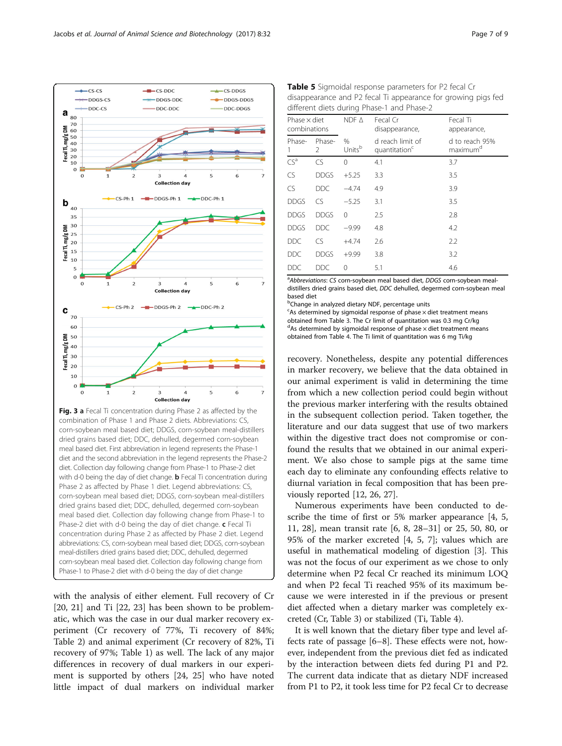Fig. 3 **a** Fecal Ti concentration during Phase 2 as affected by the combination of Phase 1 and Phase 2 diets. Abbreviations: CS, corn-soybean meal based diet; DDGS, corn-soybean meal-distillers dried grains based diet; DDC, dehulled, degermed corn-soybean meal based diet. First abbreviation in legend represents the Phase-1 diet and the second abbreviation in the legend represents the Phase-2 diet. Collection day following change from Phase-1 to Phase-2 diet with d-0 being the day of diet change. **b** Fecal Ti concentration during Phase 2 as affected by Phase 1 diet. Legend abbreviations: CS, corn-soybean meal based diet; DDGS, corn-soybean meal-distillers dried grains based diet; DDC, dehulled, degermed corn-soybean meal based diet. Collection day following change from Phase-1 to Phase-2 diet with d-0 being the day of diet change. **c** Fecal Ti concentration during Phase 2 as affected by Phase 2 diet. Legend abbreviations: CS, corn-soybean meal based diet; DDGS, corn-soybean meal-distillers dried grains based diet; DDC, dehulled, degermed corn-soybean meal based diet. Collection day following change from Phase-1 to Phase-2 diet with d-0 being the day of diet change

with the analysis of either element. Full recovery of Cr [20, 21] and Ti [22, 23] has been shown to be problematic, which was the case in our dual marker recovery experiment (Cr recovery of 77%, Ti recovery of 84%; Table 2) and animal experiment (Cr recovery of 82%, Ti recovery of 97%; Table 1) as well. The lack of any major differences in recovery of dual markers in our experiment is supported by others [24, 25] who have noted little impact of dual markers on individual marker recovery. Nonetheless, despite any potential differences in marker recovery, we believe that the data obtained in our animal experiment is valid in determining the time from which a new collection period could begin without the previous marker interfering with the results obtained in the subsequent collection period. Taken together, the literature and our data suggest that use of two markers within the digestive tract does not compromise or confound the results that we obtained in our animal experiment. We also chose to sample pigs at the same time each day to eliminate any confounding effects relative to diurnal variation in fecal composition that has been previously reported [12, 26, 27].

**Table 5** Sigmoidal response parameters for P2 fecal Cr disappearance and P2 fecal Ti appearance for growing pigs fed different diets during Phase-1 and Phase-2

| Phase × diet combinations | | NDF Δ | Fecal Cr disappearance, | Fecal Ti appearance, |
|---|---|---|---|---|
| Phase-1 | Phase-2 | % Units[b] | d reach limit of quantitation[c] | d to reach 95% maximum[d] |
| CS[a] | CS | 0 | 4.1 | 3.7 |
| CS | DDGS | +5.25 | 3.3 | 3.5 |
| CS | DDC | −4.74 | 4.9 | 3.9 |
| DDGS | CS | −5.25 | 3.1 | 3.5 |
| DDGS | DDGS | 0 | 2.5 | 2.8 |
| DDGS | DDC | −9.99 | 4.8 | 4.2 |
| DDC | CS | +4.74 | 2.6 | 2.2 |
| DDC | DDGS | +9.99 | 3.8 | 3.2 |
| DDC | DDC | 0 | 5.1 | 4.6 |

[a]*Abbreviations*: *CS* corn-soybean meal based diet, *DDGS* corn-soybean meal-distillers dried grains based diet, *DDC* dehulled, degermed corn-soybean meal based diet
[b]Change in analyzed dietary NDF, percentage units
[c]As determined by sigmoidal response of phase × diet treatment means obtained from Table 3. The Cr limit of quantitation was 0.3 mg Cr/kg
[d]As determined by sigmoidal response of phase × diet treatment means obtained from Table 4. The Ti limit of quantitation was 6 mg Ti/kg

Numerous experiments have been conducted to describe the time of first or 5% marker appearance [4, 5, 11, 28], mean transit rate [6, 8, 28–31] or 25, 50, 80, or 95% of the marker excreted [4, 5, 7]; values which are useful in mathematical modeling of digestion [3]. This was not the focus of our experiment as we chose to only determine when P2 fecal Cr reached its minimum LOQ and when P2 fecal Ti reached 95% of its maximum because we were interested in if the previous or present diet affected when a dietary marker was completely excreted (Cr, Table 3) or stabilized (Ti, Table 4).

It is well known that the dietary fiber type and level affects rate of passage [6–8]. These effects were not, however, independent from the previous diet fed as indicated by the interaction between diets fed during P1 and P2. The current data indicate that as dietary NDF increased from P1 to P2, it took less time for P2 fecal Cr to decrease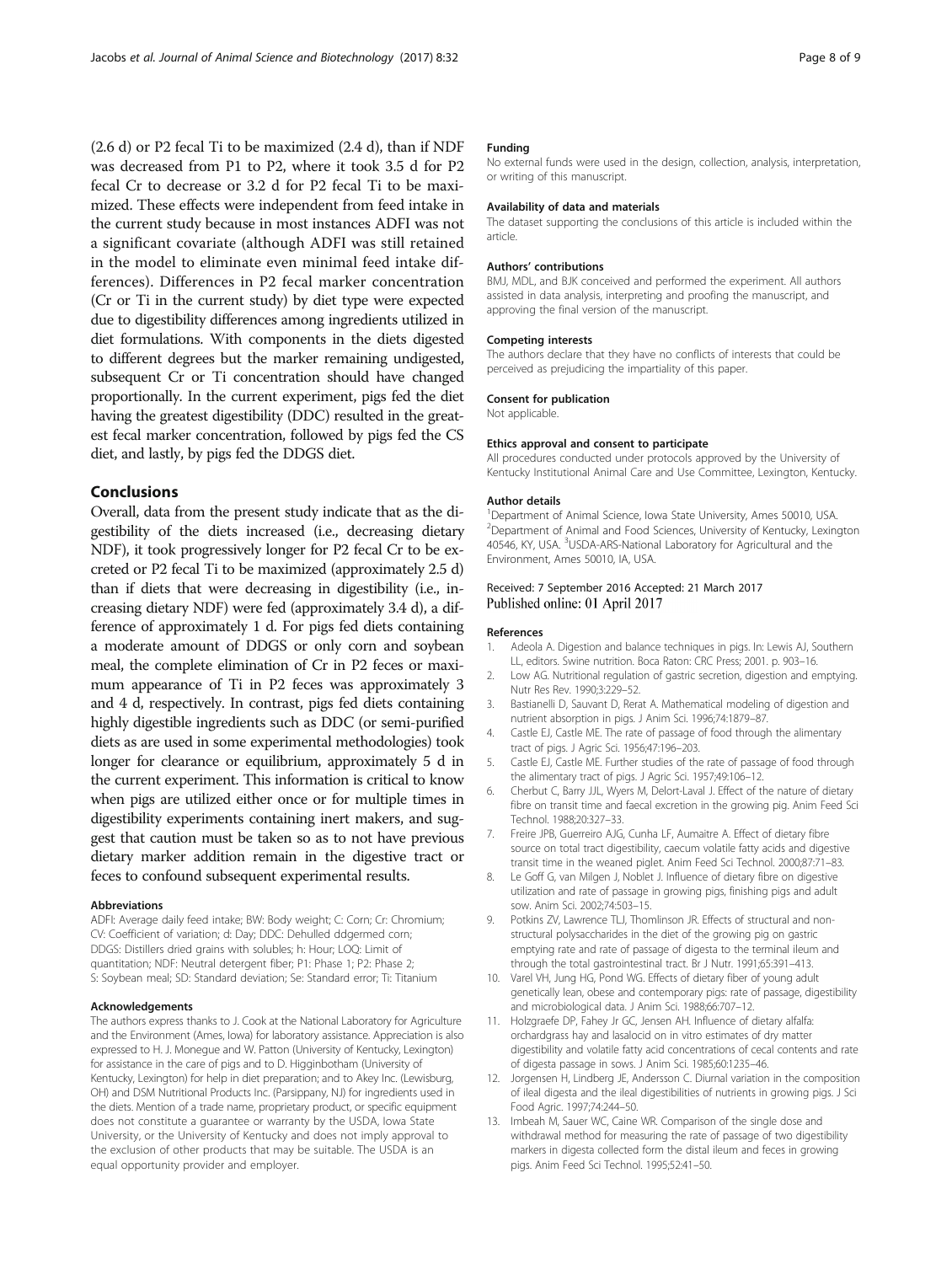(2.6 d) or P2 fecal Ti to be maximized (2.4 d), than if NDF was decreased from P1 to P2, where it took 3.5 d for P2 fecal Cr to decrease or 3.2 d for P2 fecal Ti to be maximized. These effects were independent from feed intake in the current study because in most instances ADFI was not a significant covariate (although ADFI was still retained in the model to eliminate even minimal feed intake differences). Differences in P2 fecal marker concentration (Cr or Ti in the current study) by diet type were expected due to digestibility differences among ingredients utilized in diet formulations. With components in the diets digested to different degrees but the marker remaining undigested, subsequent Cr or Ti concentration should have changed proportionally. In the current experiment, pigs fed the diet having the greatest digestibility (DDC) resulted in the greatest fecal marker concentration, followed by pigs fed the CS diet, and lastly, by pigs fed the DDGS diet.

## Conclusions

Overall, data from the present study indicate that as the digestibility of the diets increased (i.e., decreasing dietary NDF), it took progressively longer for P2 fecal Cr to be excreted or P2 fecal Ti to be maximized (approximately 2.5 d) than if diets that were decreasing in digestibility (i.e., increasing dietary NDF) were fed (approximately 3.4 d), a difference of approximately 1 d. For pigs fed diets containing a moderate amount of DDGS or only corn and soybean meal, the complete elimination of Cr in P2 feces or maximum appearance of Ti in P2 feces was approximately 3 and 4 d, respectively. In contrast, pigs fed diets containing highly digestible ingredients such as DDC (or semi-purified diets as are used in some experimental methodologies) took longer for clearance or equilibrium, approximately 5 d in the current experiment. This information is critical to know when pigs are utilized either once or for multiple times in digestibility experiments containing inert makers, and suggest that caution must be taken so as to not have previous dietary marker addition remain in the digestive tract or feces to confound subsequent experimental results.

#### Abbreviations

ADFI: Average daily feed intake; BW: Body weight; C: Corn; Cr: Chromium; CV: Coefficient of variation; d: Day; DDC: Dehulled ddgermed corn; DDGS: Distillers dried grains with solubles; h: Hour; LOQ: Limit of quantitation; NDF: Neutral detergent fiber; P1: Phase 1; P2: Phase 2; S: Soybean meal; SD: Standard deviation; Se: Standard error; Ti: Titanium

#### Acknowledgements

The authors express thanks to J. Cook at the National Laboratory for Agriculture and the Environment (Ames, Iowa) for laboratory assistance. Appreciation is also expressed to H. J. Monegue and W. Patton (University of Kentucky, Lexington) for assistance in the care of pigs and to D. Higginbotham (University of Kentucky, Lexington) for help in diet preparation; and to Akey Inc. (Lewisburg, OH) and DSM Nutritional Products Inc. (Parsippany, NJ) for ingredients used in the diets. Mention of a trade name, proprietary product, or specific equipment does not constitute a guarantee or warranty by the USDA, Iowa State University, or the University of Kentucky and does not imply approval to the exclusion of other products that may be suitable. The USDA is an equal opportunity provider and employer.

#### Funding

No external funds were used in the design, collection, analysis, interpretation, or writing of this manuscript.

#### Availability of data and materials

The dataset supporting the conclusions of this article is included within the article.

#### Authors' contributions

BMJ, MDL, and BJK conceived and performed the experiment. All authors assisted in data analysis, interpreting and proofing the manuscript, and approving the final version of the manuscript.

#### Competing interests

The authors declare that they have no conflicts of interests that could be perceived as prejudicing the impartiality of this paper.

#### Consent for publication

Not applicable.

#### Ethics approval and consent to participate

All procedures conducted under protocols approved by the University of Kentucky Institutional Animal Care and Use Committee, Lexington, Kentucky.

#### Author details

[1]Department of Animal Science, Iowa State University, Ames 50010, USA. [2]Department of Animal and Food Sciences, University of Kentucky, Lexington 40546, KY, USA. [3]USDA-ARS-National Laboratory for Agricultural and the Environment, Ames 50010, IA, USA.

Received: 7 September 2016 Accepted: 21 March 2017
Published online: 01 April 2017

#### References

1. Adeola A. Digestion and balance techniques in pigs. In: Lewis AJ, Southern LL, editors. Swine nutrition. Boca Raton: CRC Press; 2001. p. 903–16.
2. Low AG. Nutritional regulation of gastric secretion, digestion and emptying. Nutr Res Rev. 1990;3:229–52.
3. Bastianelli D, Sauvant D, Rerat A. Mathematical modeling of digestion and nutrient absorption in pigs. J Anim Sci. 1996;74:1879–87.
4. Castle EJ, Castle ME. The rate of passage of food through the alimentary tract of pigs. J Agric Sci. 1956;47:196–203.
5. Castle EJ, Castle ME. Further studies of the rate of passage of food through the alimentary tract of pigs. J Agric Sci. 1957;49:106–12.
6. Cherbut C, Barry JJL, Wyers M, Delort-Laval J. Effect of the nature of dietary fibre on transit time and faecal excretion in the growing pig. Anim Feed Sci Technol. 1988;20:327–33.
7. Freire JPB, Guerreiro AJG, Cunha LF, Aumaitre A. Effect of dietary fibre source on total tract digestibility, caecum volatile fatty acids and digestive transit time in the weaned piglet. Anim Feed Sci Technol. 2000;87:71–83.
8. Le Goff G, van Milgen J, Noblet J. Influence of dietary fibre on digestive utilization and rate of passage in growing pigs, finishing pigs and adult sow. Anim Sci. 2002;74:503–15.
9. Potkins ZV, Lawrence TLJ, Thomlinson JR. Effects of structural and non-structural polysaccharides in the diet of the growing pig on gastric emptying rate and rate of passage of digesta to the terminal ileum and through the total gastrointestinal tract. Br J Nutr. 1991;65:391–413.
10. Varel VH, Jung HG, Pond WG. Effects of dietary fiber of young adult genetically lean, obese and contemporary pigs: rate of passage, digestibility and microbiological data. J Anim Sci. 1988;66:707–12.
11. Holzgraefe DP, Fahey Jr GC, Jensen AH. Influence of dietary alfalfa: orchardgrass hay and lasalocid on in vitro estimates of dry matter digestibility and volatile fatty acid concentrations of cecal contents and rate of digesta passage in sows. J Anim Sci. 1985;60:1235–46.
12. Jorgensen H, Lindberg JE, Andersson C. Diurnal variation in the composition of ileal digesta and the ileal digestibilities of nutrients in growing pigs. J Sci Food Agric. 1997;74:244–50.
13. Imbeah M, Sauer WC, Caine WR. Comparison of the single dose and withdrawal method for measuring the rate of passage of two digestibility markers in digesta collected form the distal ileum and feces in growing pigs. Anim Feed Sci Technol. 1995;52:41–50.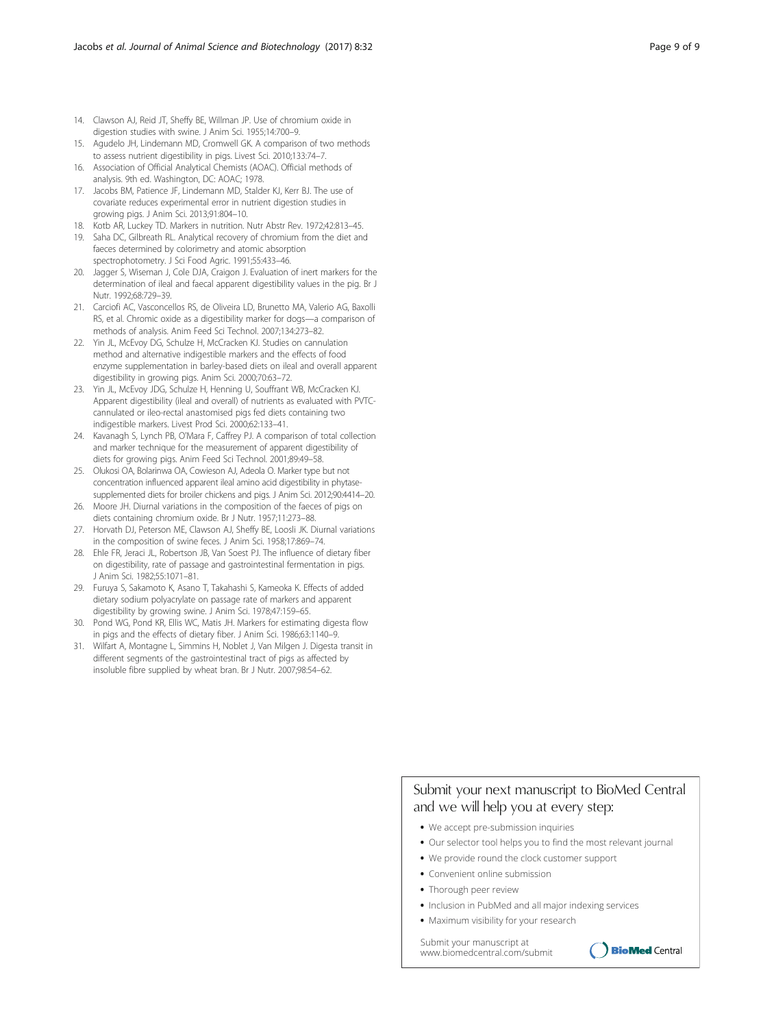14. Clawson AJ, Reid JT, Sheffy BE, Willman JP. Use of chromium oxide in digestion studies with swine. J Anim Sci. 1955;14:700–9.
15. Agudelo JH, Lindemann MD, Cromwell GK. A comparison of two methods to assess nutrient digestibility in pigs. Livest Sci. 2010;133:74–7.
16. Association of Official Analytical Chemists (AOAC). Official methods of analysis. 9th ed. Washington, DC: AOAC; 1978.
17. Jacobs BM, Patience JF, Lindemann MD, Stalder KJ, Kerr BJ. The use of covariate reduces experimental error in nutrient digestion studies in growing pigs. J Anim Sci. 2013;91:804–10.
18. Kotb AR, Luckey TD. Markers in nutrition. Nutr Abstr Rev. 1972;42:813–45.
19. Saha DC, Gilbreath RL. Analytical recovery of chromium from the diet and faeces determined by colorimetry and atomic absorption spectrophotometry. J Sci Food Agric. 1991;55:433–46.
20. Jagger S, Wiseman J, Cole DJA, Craigon J. Evaluation of inert markers for the determination of ileal and faecal apparent digestibility values in the pig. Br J Nutr. 1992;68:729–39.
21. Carciofi AC, Vasconcellos RS, de Oliveira LD, Brunetto MA, Valerio AG, Baxolli RS, et al. Chromic oxide as a digestibility marker for dogs—a comparison of methods of analysis. Anim Feed Sci Technol. 2007;134:273–82.
22. Yin JL, McEvoy DG, Schulze H, McCracken KJ. Studies on cannulation method and alternative indigestible markers and the effects of food enzyme supplementation in barley-based diets on ileal and overall apparent digestibility in growing pigs. Anim Sci. 2000;70:63–72.
23. Yin JL, McEvoy JDG, Schulze H, Henning U, Souffrant WB, McCracken KJ. Apparent digestibility (ileal and overall) of nutrients as evaluated with PVTC-cannulated or ileo-rectal anastomised pigs fed diets containing two indigestible markers. Livest Prod Sci. 2000;62:133–41.
24. Kavanagh S, Lynch PB, O'Mara F, Caffrey PJ. A comparison of total collection and marker technique for the measurement of apparent digestibility of diets for growing pigs. Anim Feed Sci Technol. 2001;89:49–58.
25. Olukosi OA, Bolarinwa OA, Cowieson AJ, Adeola O. Marker type but not concentration influenced apparent ileal amino acid digestibility in phytase-supplemented diets for broiler chickens and pigs. J Anim Sci. 2012;90:4414–20.
26. Moore JH. Diurnal variations in the composition of the faeces of pigs on diets containing chromium oxide. Br J Nutr. 1957;11:273–88.
27. Horvath DJ, Peterson ME, Clawson AJ, Sheffy BE, Loosli JK. Diurnal variations in the composition of swine feces. J Anim Sci. 1958;17:869–74.
28. Ehle FR, Jeraci JL, Robertson JB, Van Soest PJ. The influence of dietary fiber on digestibility, rate of passage and gastrointestinal fermentation in pigs. J Anim Sci. 1982;55:1071–81.
29. Furuya S, Sakamoto K, Asano T, Takahashi S, Kameoka K. Effects of added dietary sodium polyacrylate on passage rate of markers and apparent digestibility by growing swine. J Anim Sci. 1978;47:159–65.
30. Pond WG, Pond KR, Ellis WC, Matis JH. Markers for estimating digesta flow in pigs and the effects of dietary fiber. J Anim Sci. 1986;63:1140–9.
31. Wilfart A, Montagne L, Simmins H, Noblet J, Van Milgen J. Digesta transit in different segments of the gastrointestinal tract of pigs as affected by insoluble fibre supplied by wheat bran. Br J Nutr. 2007;98:54–62.

Submit your next manuscript to BioMed Central and we will help you at every step:

- We accept pre-submission inquiries
- Our selector tool helps you to find the most relevant journal
- We provide round the clock customer support
- Convenient online submission
- Thorough peer review
- Inclusion in PubMed and all major indexing services
- Maximum visibility for your research

Submit your manuscript at www.biomedcentral.com/submit

BioMed Central